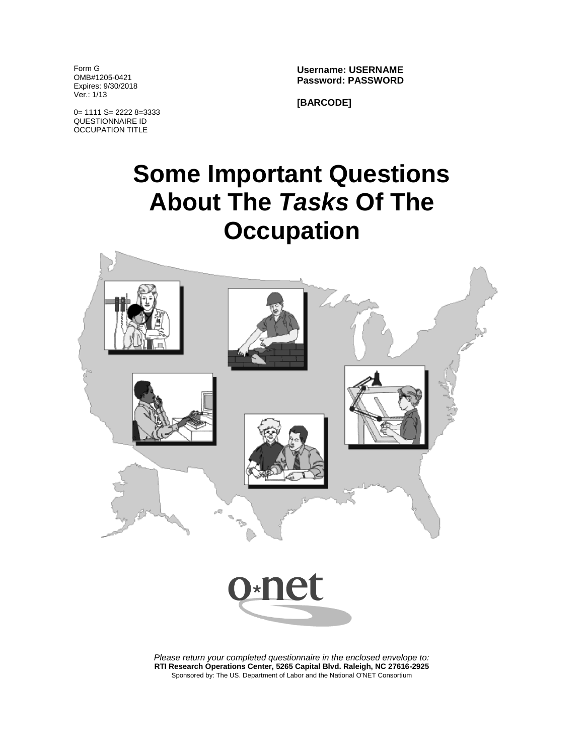Form G
OMB#1205-0421
Expires: 9/30/2018
Ver.: 1/13

0= 1111 S= 2222 8=3333
QUESTIONNAIRE ID
OCCUPATION TITLE

**Username: USERNAME**
**Password: PASSWORD**

**[BARCODE]**

# Some Important Questions About The *Tasks* Of The Occupation

o*net

*Please return your completed questionnaire in the enclosed envelope to:*
**RTI Research Operations Center, 5265 Capital Blvd. Raleigh, NC 27616-2925**
Sponsored by: The US. Department of Labor and the National O'NET Consortium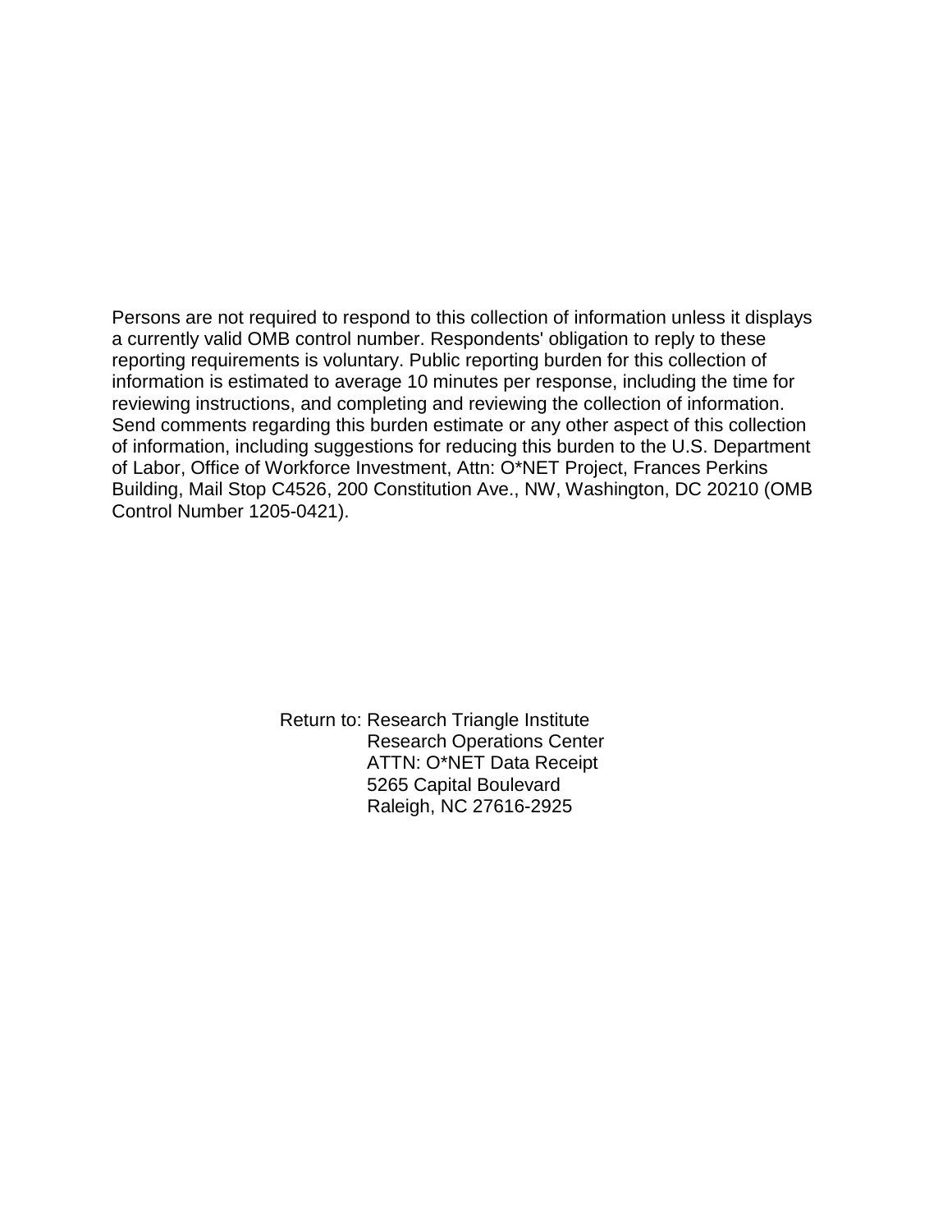Persons are not required to respond to this collection of information unless it displays a currently valid OMB control number. Respondents' obligation to reply to these reporting requirements is voluntary. Public reporting burden for this collection of information is estimated to average 10 minutes per response, including the time for reviewing instructions, and completing and reviewing the collection of information. Send comments regarding this burden estimate or any other aspect of this collection of information, including suggestions for reducing this burden to the U.S. Department of Labor, Office of Workforce Investment, Attn: O*NET Project, Frances Perkins Building, Mail Stop C4526, 200 Constitution Ave., NW, Washington, DC 20210 (OMB Control Number 1205-0421).

Return to: Research Triangle Institute
Research Operations Center
ATTN: O*NET Data Receipt
5265 Capital Boulevard
Raleigh, NC 27616-2925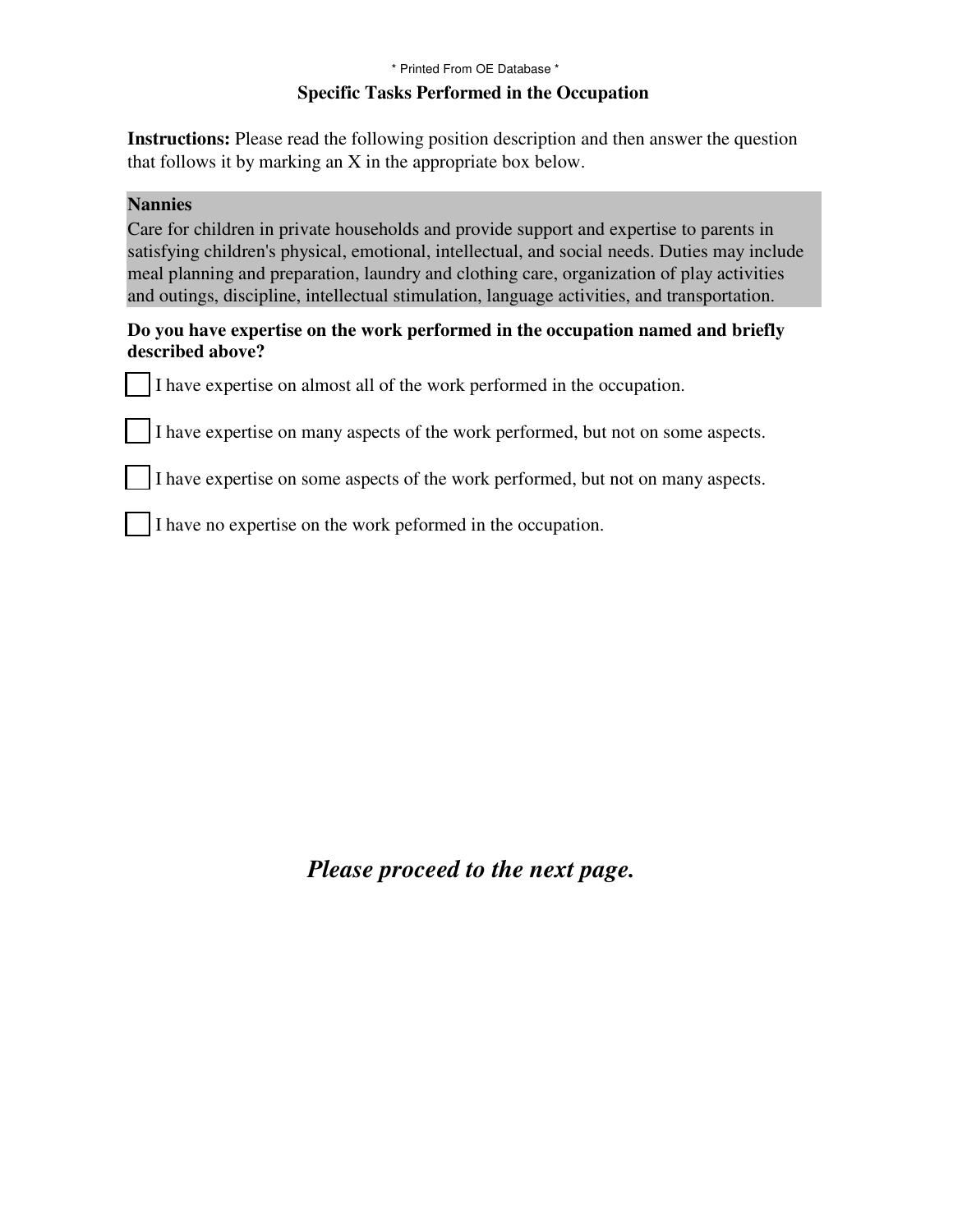\* Printed From OE Database \*

## Specific Tasks Performed in the Occupation

**Instructions:** Please read the following position description and then answer the question that follows it by marking an X in the appropriate box below.

**Nannies**

Care for children in private households and provide support and expertise to parents in satisfying children's physical, emotional, intellectual, and social needs. Duties may include meal planning and preparation, laundry and clothing care, organization of play activities and outings, discipline, intellectual stimulation, language activities, and transportation.

**Do you have expertise on the work performed in the occupation named and briefly described above?**

☐ I have expertise on almost all of the work performed in the occupation.

☐ I have expertise on many aspects of the work performed, but not on some aspects.

☐ I have expertise on some aspects of the work performed, but not on many aspects.

☐ I have no expertise on the work peformed in the occupation.

***Please proceed to the next page.***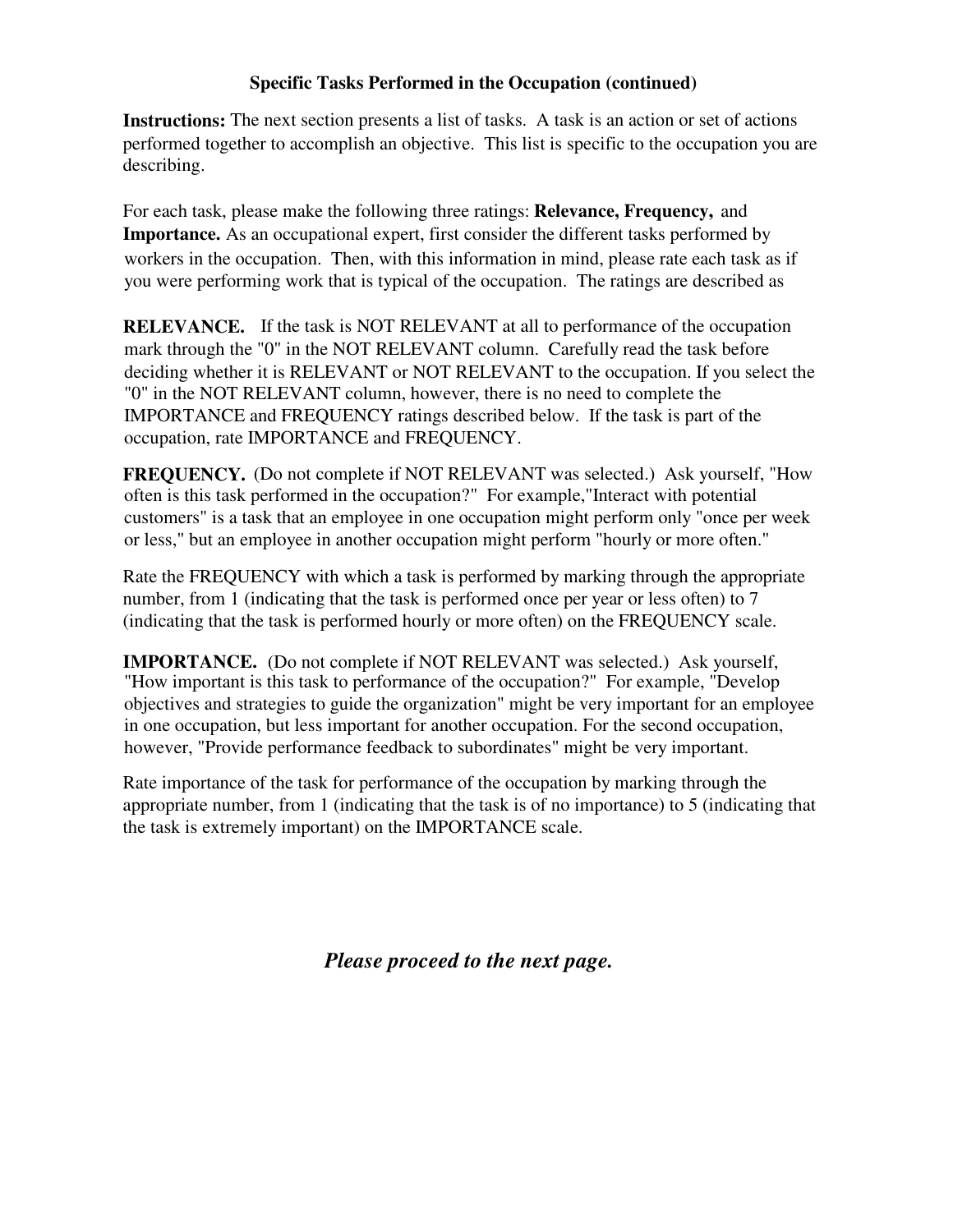## Specific Tasks Performed in the Occupation (continued)

**Instructions:** The next section presents a list of tasks. A task is an action or set of actions performed together to accomplish an objective. This list is specific to the occupation you are describing.

For each task, please make the following three ratings: **Relevance, Frequency,** and **Importance.** As an occupational expert, first consider the different tasks performed by workers in the occupation. Then, with this information in mind, please rate each task as if you were performing work that is typical of the occupation. The ratings are described as

**RELEVANCE.** If the task is NOT RELEVANT at all to performance of the occupation mark through the "0" in the NOT RELEVANT column. Carefully read the task before deciding whether it is RELEVANT or NOT RELEVANT to the occupation. If you select the "0" in the NOT RELEVANT column, however, there is no need to complete the IMPORTANCE and FREQUENCY ratings described below. If the task is part of the occupation, rate IMPORTANCE and FREQUENCY.

**FREQUENCY.** (Do not complete if NOT RELEVANT was selected.) Ask yourself, "How often is this task performed in the occupation?" For example,"Interact with potential customers" is a task that an employee in one occupation might perform only "once per week or less," but an employee in another occupation might perform "hourly or more often."

Rate the FREQUENCY with which a task is performed by marking through the appropriate number, from 1 (indicating that the task is performed once per year or less often) to 7 (indicating that the task is performed hourly or more often) on the FREQUENCY scale.

**IMPORTANCE.** (Do not complete if NOT RELEVANT was selected.) Ask yourself, "How important is this task to performance of the occupation?" For example, "Develop objectives and strategies to guide the organization" might be very important for an employee in one occupation, but less important for another occupation. For the second occupation, however, "Provide performance feedback to subordinates" might be very important.

Rate importance of the task for performance of the occupation by marking through the appropriate number, from 1 (indicating that the task is of no importance) to 5 (indicating that the task is extremely important) on the IMPORTANCE scale.

***Please proceed to the next page.***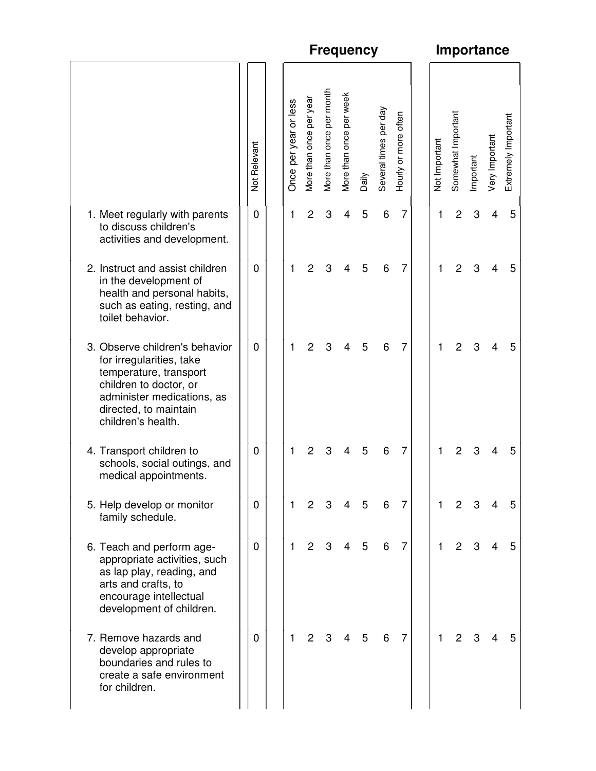| | | Frequency | | | | | | | Importance | | | | |
|---|---|---|---|---|---|---|---|---|---|---|---|---|---|
| | Not Relevant | Once per year or less | More than once per year | More than once per month | More than once per week | Daily | Several times per day | Hourly or more often | Not Important | Somewhat Important | Important | Very Important | Extremely Important |
| 1. Meet regularly with parents to discuss children's activities and development. | 0 | 1 | 2 | 3 | 4 | 5 | 6 | 7 | 1 | 2 | 3 | 4 | 5 |
| 2. Instruct and assist children in the development of health and personal habits, such as eating, resting, and toilet behavior. | 0 | 1 | 2 | 3 | 4 | 5 | 6 | 7 | 1 | 2 | 3 | 4 | 5 |
| 3. Observe children's behavior for irregularities, take temperature, transport children to doctor, or administer medications, as directed, to maintain children's health. | 0 | 1 | 2 | 3 | 4 | 5 | 6 | 7 | 1 | 2 | 3 | 4 | 5 |
| 4. Transport children to schools, social outings, and medical appointments. | 0 | 1 | 2 | 3 | 4 | 5 | 6 | 7 | 1 | 2 | 3 | 4 | 5 |
| 5. Help develop or monitor family schedule. | 0 | 1 | 2 | 3 | 4 | 5 | 6 | 7 | 1 | 2 | 3 | 4 | 5 |
| 6. Teach and perform age-appropriate activities, such as lap play, reading, and arts and crafts, to encourage intellectual development of children. | 0 | 1 | 2 | 3 | 4 | 5 | 6 | 7 | 1 | 2 | 3 | 4 | 5 |
| 7. Remove hazards and develop appropriate boundaries and rules to create a safe environment for children. | 0 | 1 | 2 | 3 | 4 | 5 | 6 | 7 | 1 | 2 | 3 | 4 | 5 |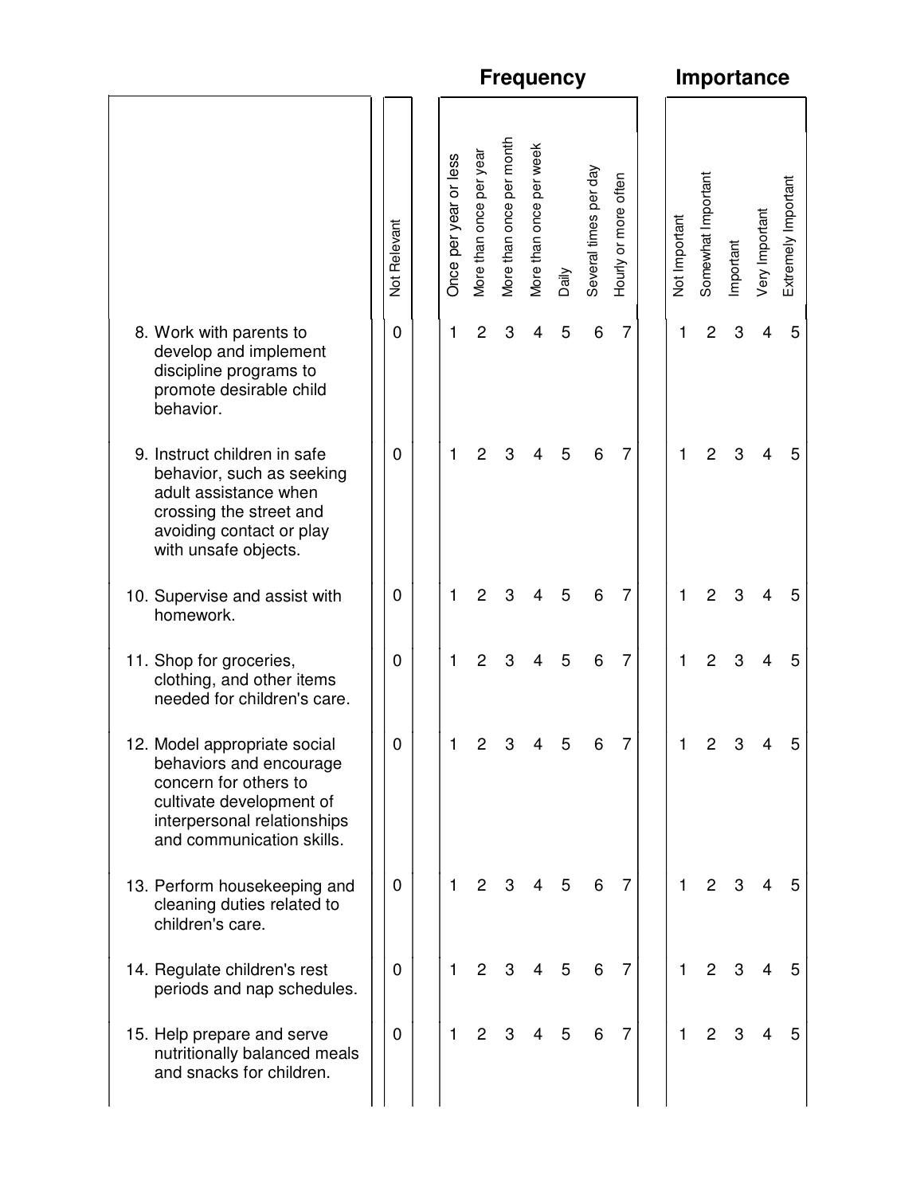| | | Frequency | | | | | | | Importance | | | | |
|---|---|---|---|---|---|---|---|---|---|---|---|---|---|
| | Not Relevant | Once per year or less | More than once per year | More than once per month | More than once per week | Daily | Several times per day | Hourly or more often | Not Important | Somewhat Important | Important | Very Important | Extremely Important |
| 8. Work with parents to develop and implement discipline programs to promote desirable child behavior. | 0 | 1 | 2 | 3 | 4 | 5 | 6 | 7 | 1 | 2 | 3 | 4 | 5 |
| 9. Instruct children in safe behavior, such as seeking adult assistance when crossing the street and avoiding contact or play with unsafe objects. | 0 | 1 | 2 | 3 | 4 | 5 | 6 | 7 | 1 | 2 | 3 | 4 | 5 |
| 10. Supervise and assist with homework. | 0 | 1 | 2 | 3 | 4 | 5 | 6 | 7 | 1 | 2 | 3 | 4 | 5 |
| 11. Shop for groceries, clothing, and other items needed for children's care. | 0 | 1 | 2 | 3 | 4 | 5 | 6 | 7 | 1 | 2 | 3 | 4 | 5 |
| 12. Model appropriate social behaviors and encourage concern for others to cultivate development of interpersonal relationships and communication skills. | 0 | 1 | 2 | 3 | 4 | 5 | 6 | 7 | 1 | 2 | 3 | 4 | 5 |
| 13. Perform housekeeping and cleaning duties related to children's care. | 0 | 1 | 2 | 3 | 4 | 5 | 6 | 7 | 1 | 2 | 3 | 4 | 5 |
| 14. Regulate children's rest periods and nap schedules. | 0 | 1 | 2 | 3 | 4 | 5 | 6 | 7 | 1 | 2 | 3 | 4 | 5 |
| 15. Help prepare and serve nutritionally balanced meals and snacks for children. | 0 | 1 | 2 | 3 | 4 | 5 | 6 | 7 | 1 | 2 | 3 | 4 | 5 |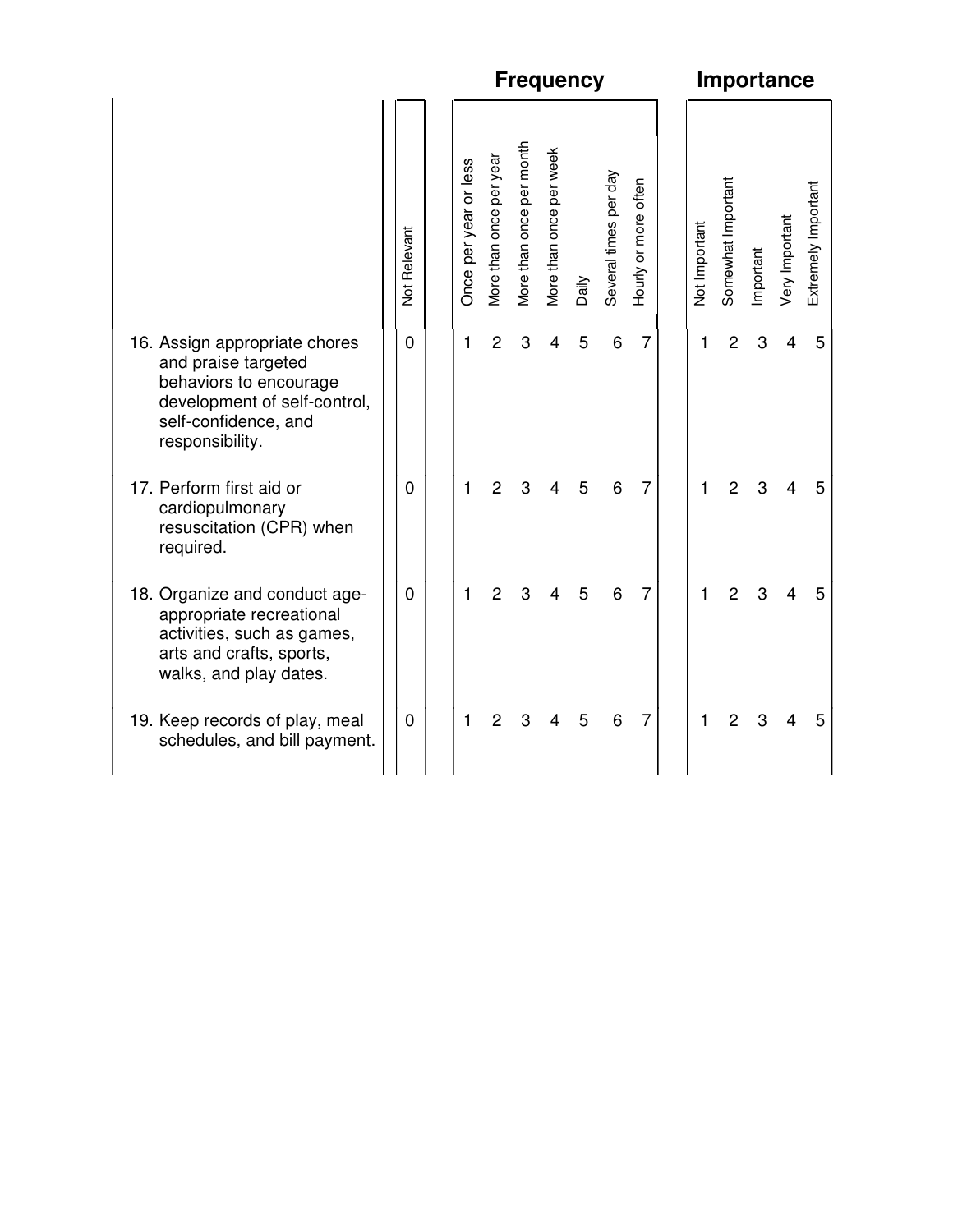| | | Frequency | | | | | | | Importance | | | | |
|---|---|---|---|---|---|---|---|---|---|---|---|---|---|
| | Not Relevant | Once per year or less | More than once per year | More than once per month | More than once per week | Daily | Several times per day | Hourly or more often | Not Important | Somewhat Important | Important | Very Important | Extremely Important |
| 16. Assign appropriate chores and praise targeted behaviors to encourage development of self-control, self-confidence, and responsibility. | 0 | 1 | 2 | 3 | 4 | 5 | 6 | 7 | 1 | 2 | 3 | 4 | 5 |
| 17. Perform first aid or cardiopulmonary resuscitation (CPR) when required. | 0 | 1 | 2 | 3 | 4 | 5 | 6 | 7 | 1 | 2 | 3 | 4 | 5 |
| 18. Organize and conduct age-appropriate recreational activities, such as games, arts and crafts, sports, walks, and play dates. | 0 | 1 | 2 | 3 | 4 | 5 | 6 | 7 | 1 | 2 | 3 | 4 | 5 |
| 19. Keep records of play, meal schedules, and bill payment. | 0 | 1 | 2 | 3 | 4 | 5 | 6 | 7 | 1 | 2 | 3 | 4 | 5 |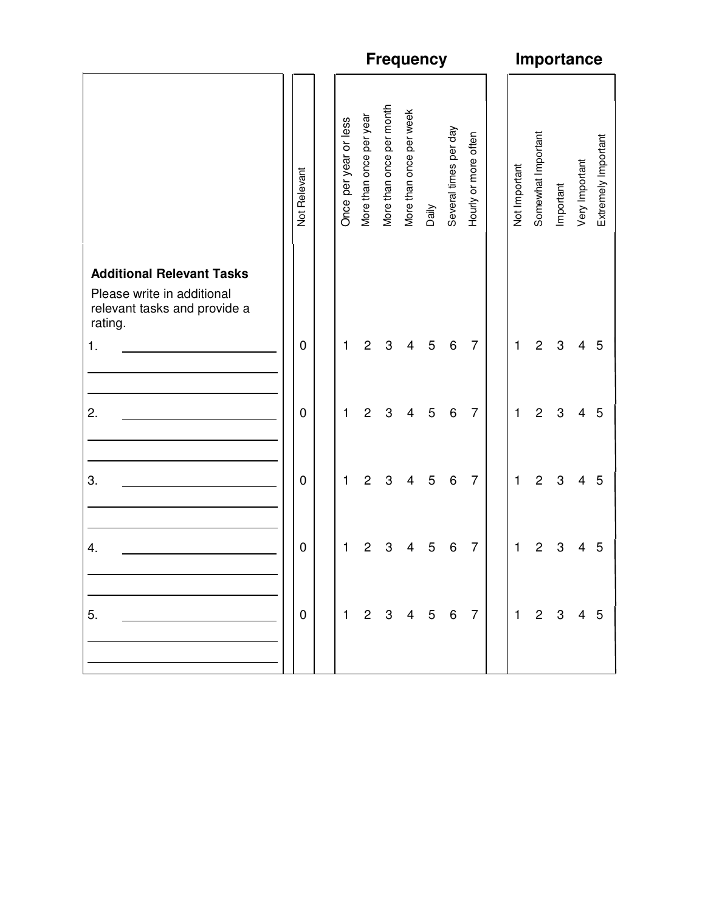| | | Frequency | | | | | | | Importance | | | | |
|---|---|---|---|---|---|---|---|---|---|---|---|---|---|
| | Not Relevant | Once per year or less | More than once per year | More than once per month | More than once per week | Daily | Several times per day | Hourly or more often | Not Important | Somewhat Important | Important | Very Important | Extremely Important |
| **Additional Relevant Tasks**<br>Please write in additional relevant tasks and provide a rating. | | | | | | | | | | | | | |
| 1. ____________ | 0 | 1 | 2 | 3 | 4 | 5 | 6 | 7 | 1 | 2 | 3 | 4 | 5 |
| 2. ____________ | 0 | 1 | 2 | 3 | 4 | 5 | 6 | 7 | 1 | 2 | 3 | 4 | 5 |
| 3. ____________ | 0 | 1 | 2 | 3 | 4 | 5 | 6 | 7 | 1 | 2 | 3 | 4 | 5 |
| 4. ____________ | 0 | 1 | 2 | 3 | 4 | 5 | 6 | 7 | 1 | 2 | 3 | 4 | 5 |
| 5. ____________ | 0 | 1 | 2 | 3 | 4 | 5 | 6 | 7 | 1 | 2 | 3 | 4 | 5 |